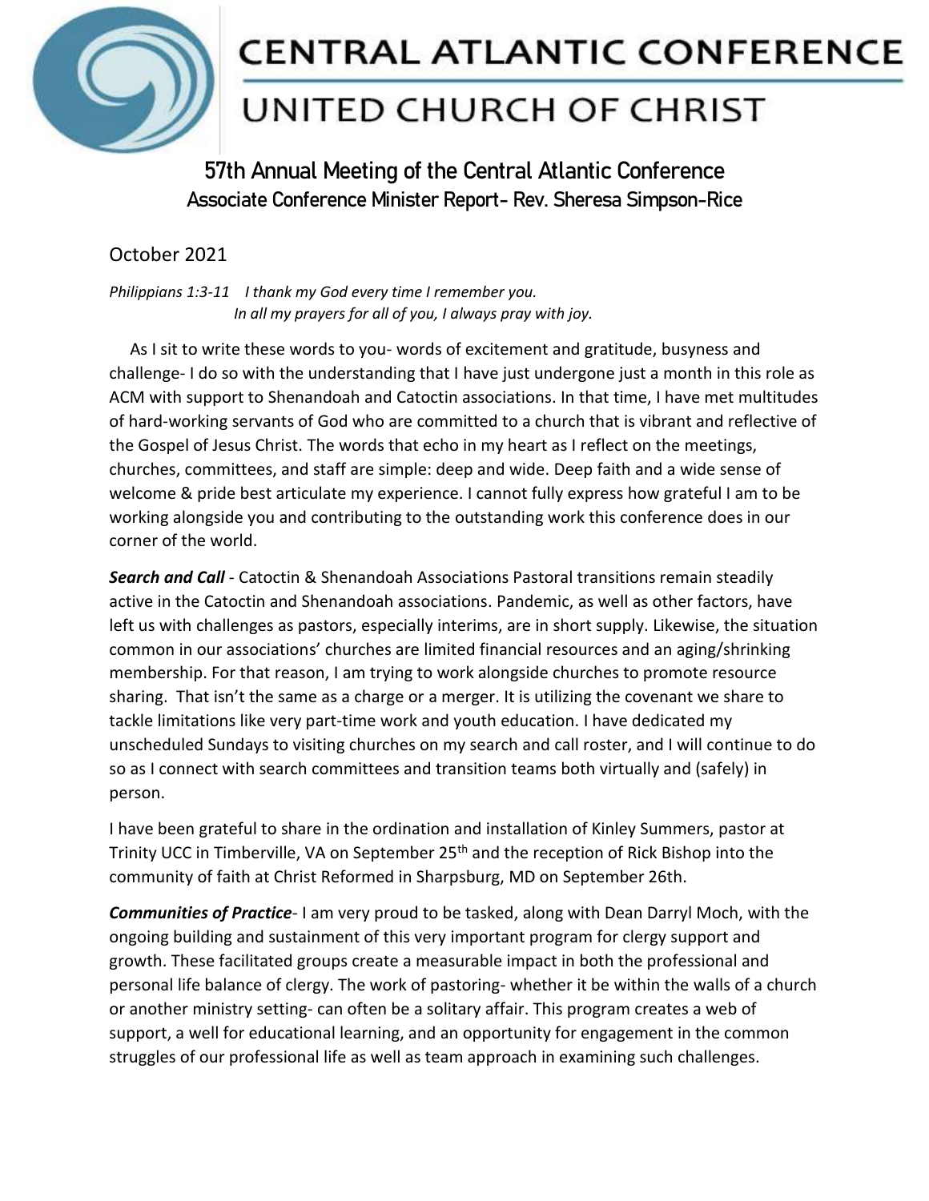# CENTRAL ATLANTIC CONFERENCE

# UNITED CHURCH OF CHRIST

## 57th Annual Meeting of the Central Atlantic Conference

### Associate Conference Minister Report- Rev. Sheresa Simpson-Rice

October 2021

*Philippians 1:3-11 I thank my God every time I remember you.*
*In all my prayers for all of you, I always pray with joy.*

As I sit to write these words to you- words of excitement and gratitude, busyness and challenge- I do so with the understanding that I have just undergone just a month in this role as ACM with support to Shenandoah and Catoctin associations. In that time, I have met multitudes of hard-working servants of God who are committed to a church that is vibrant and reflective of the Gospel of Jesus Christ. The words that echo in my heart as I reflect on the meetings, churches, committees, and staff are simple: deep and wide. Deep faith and a wide sense of welcome & pride best articulate my experience. I cannot fully express how grateful I am to be working alongside you and contributing to the outstanding work this conference does in our corner of the world.

***Search and Call*** - Catoctin & Shenandoah Associations Pastoral transitions remain steadily active in the Catoctin and Shenandoah associations. Pandemic, as well as other factors, have left us with challenges as pastors, especially interims, are in short supply. Likewise, the situation common in our associations' churches are limited financial resources and an aging/shrinking membership. For that reason, I am trying to work alongside churches to promote resource sharing. That isn't the same as a charge or a merger. It is utilizing the covenant we share to tackle limitations like very part-time work and youth education. I have dedicated my unscheduled Sundays to visiting churches on my search and call roster, and I will continue to do so as I connect with search committees and transition teams both virtually and (safely) in person.

I have been grateful to share in the ordination and installation of Kinley Summers, pastor at Trinity UCC in Timberville, VA on September 25th and the reception of Rick Bishop into the community of faith at Christ Reformed in Sharpsburg, MD on September 26th.

***Communities of Practice***- I am very proud to be tasked, along with Dean Darryl Moch, with the ongoing building and sustainment of this very important program for clergy support and growth. These facilitated groups create a measurable impact in both the professional and personal life balance of clergy. The work of pastoring- whether it be within the walls of a church or another ministry setting- can often be a solitary affair. This program creates a web of support, a well for educational learning, and an opportunity for engagement in the common struggles of our professional life as well as team approach in examining such challenges.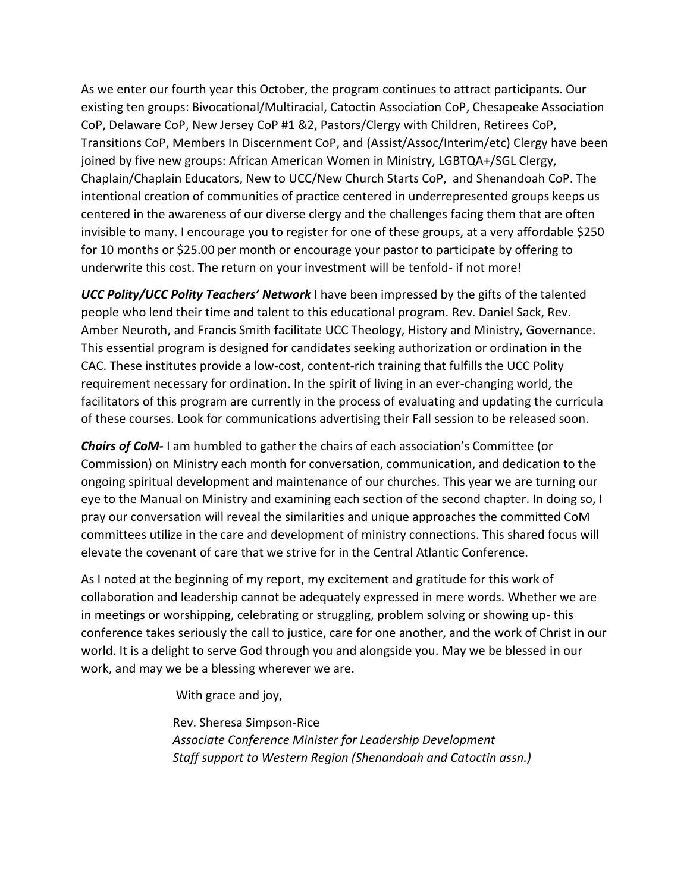As we enter our fourth year this October, the program continues to attract participants. Our existing ten groups: Bivocational/Multiracial, Catoctin Association CoP, Chesapeake Association CoP, Delaware CoP, New Jersey CoP #1 &2, Pastors/Clergy with Children, Retirees CoP, Transitions CoP, Members In Discernment CoP, and (Assist/Assoc/Interim/etc) Clergy have been joined by five new groups: African American Women in Ministry, LGBTQA+/SGL Clergy, Chaplain/Chaplain Educators, New to UCC/New Church Starts CoP, and Shenandoah CoP. The intentional creation of communities of practice centered in underrepresented groups keeps us centered in the awareness of our diverse clergy and the challenges facing them that are often invisible to many. I encourage you to register for one of these groups, at a very affordable $250 for 10 months or $25.00 per month or encourage your pastor to participate by offering to underwrite this cost. The return on your investment will be tenfold- if not more!

***UCC Polity/UCC Polity Teachers' Network*** I have been impressed by the gifts of the talented people who lend their time and talent to this educational program. Rev. Daniel Sack, Rev. Amber Neuroth, and Francis Smith facilitate UCC Theology, History and Ministry, Governance. This essential program is designed for candidates seeking authorization or ordination in the CAC. These institutes provide a low-cost, content-rich training that fulfills the UCC Polity requirement necessary for ordination. In the spirit of living in an ever-changing world, the facilitators of this program are currently in the process of evaluating and updating the curricula of these courses. Look for communications advertising their Fall session to be released soon.

***Chairs of CoM-*** I am humbled to gather the chairs of each association's Committee (or Commission) on Ministry each month for conversation, communication, and dedication to the ongoing spiritual development and maintenance of our churches. This year we are turning our eye to the Manual on Ministry and examining each section of the second chapter. In doing so, I pray our conversation will reveal the similarities and unique approaches the committed CoM committees utilize in the care and development of ministry connections. This shared focus will elevate the covenant of care that we strive for in the Central Atlantic Conference.

As I noted at the beginning of my report, my excitement and gratitude for this work of collaboration and leadership cannot be adequately expressed in mere words. Whether we are in meetings or worshipping, celebrating or struggling, problem solving or showing up- this conference takes seriously the call to justice, care for one another, and the work of Christ in our world. It is a delight to serve God through you and alongside you. May we be blessed in our work, and may we be a blessing wherever we are.

With grace and joy,

Rev. Sheresa Simpson-Rice
*Associate Conference Minister for Leadership Development*
*Staff support to Western Region (Shenandoah and Catoctin assn.)*